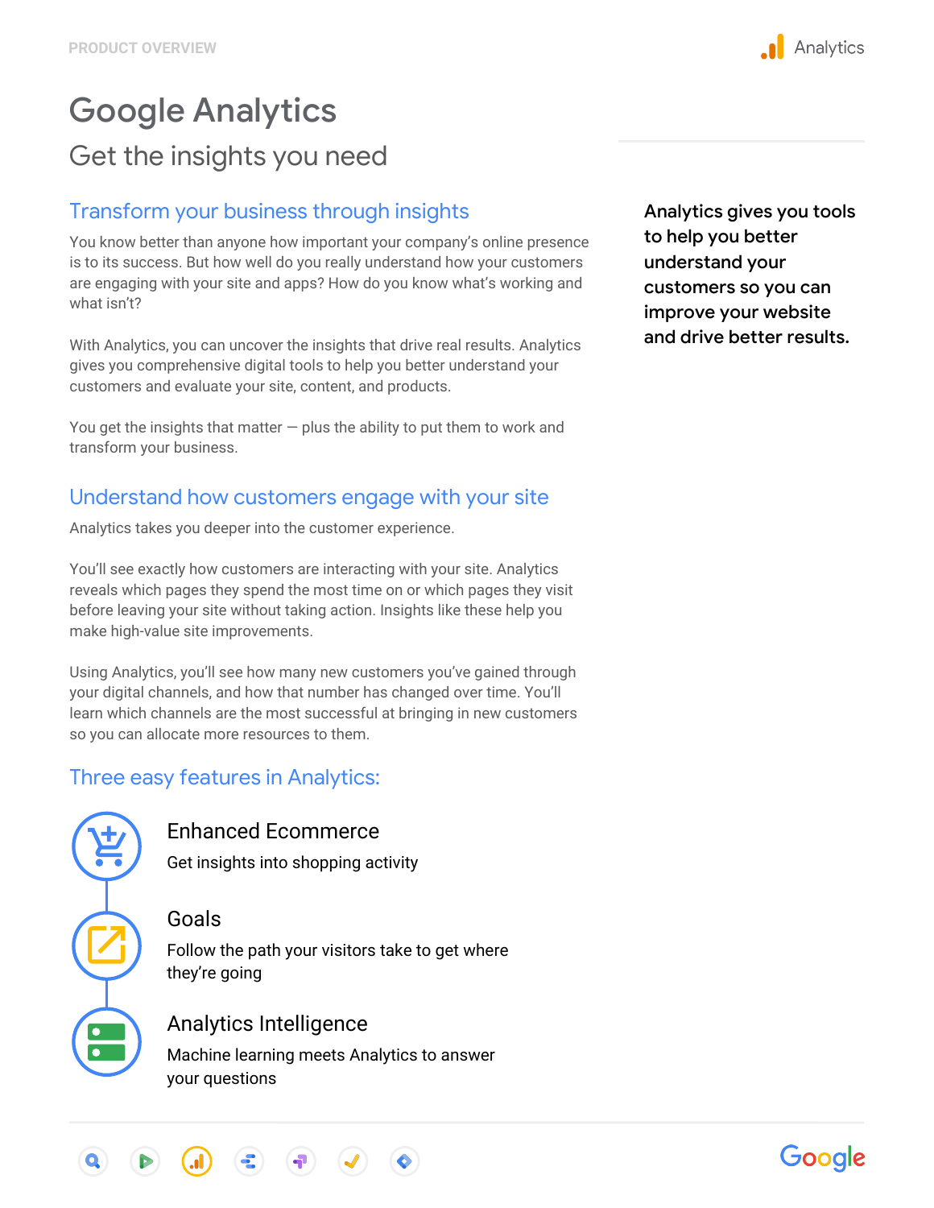PRODUCT OVERVIEW

# Google Analytics

## Get the insights you need

**Analytics gives you tools to help you better understand your customers so you can improve your website and drive better results.**

### Transform your business through insights

You know better than anyone how important your company's online presence is to its success. But how well do you really understand how your customers are engaging with your site and apps? How do you know what's working and what isn't?

With Analytics, you can uncover the insights that drive real results. Analytics gives you comprehensive digital tools to help you better understand your customers and evaluate your site, content, and products.

You get the insights that matter — plus the ability to put them to work and transform your business.

### Understand how customers engage with your site

Analytics takes you deeper into the customer experience.

You'll see exactly how customers are interacting with your site. Analytics reveals which pages they spend the most time on or which pages they visit before leaving your site without taking action. Insights like these help you make high-value site improvements.

Using Analytics, you'll see how many new customers you've gained through your digital channels, and how that number has changed over time. You'll learn which channels are the most successful at bringing in new customers so you can allocate more resources to them.

### Three easy features in Analytics:

#### Enhanced Ecommerce

Get insights into shopping activity

#### Goals

Follow the path your visitors take to get where they're going

#### Analytics Intelligence

Machine learning meets Analytics to answer your questions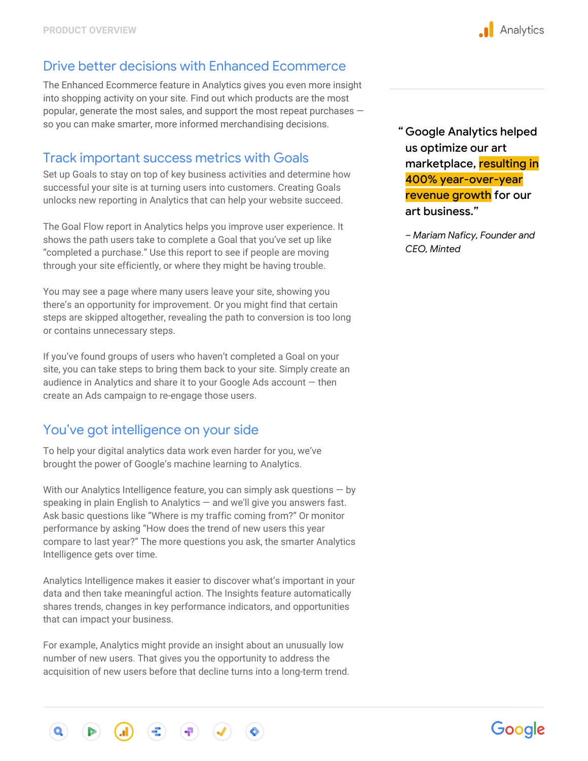## Drive better decisions with Enhanced Ecommerce

The Enhanced Ecommerce feature in Analytics gives you even more insight into shopping activity on your site. Find out which products are the most popular, generate the most sales, and support the most repeat purchases — so you can make smarter, more informed merchandising decisions.

## Track important success metrics with Goals

Set up Goals to stay on top of key business activities and determine how successful your site is at turning users into customers. Creating Goals unlocks new reporting in Analytics that can help your website succeed.

The Goal Flow report in Analytics helps you improve user experience. It shows the path users take to complete a Goal that you've set up like "completed a purchase." Use this report to see if people are moving through your site efficiently, or where they might be having trouble.

You may see a page where many users leave your site, showing you there's an opportunity for improvement. Or you might find that certain steps are skipped altogether, revealing the path to conversion is too long or contains unnecessary steps.

If you've found groups of users who haven't completed a Goal on your site, you can take steps to bring them back to your site. Simply create an audience in Analytics and share it to your Google Ads account — then create an Ads campaign to re-engage those users.

## You've got intelligence on your side

To help your digital analytics data work even harder for you, we've brought the power of Google's machine learning to Analytics.

With our Analytics Intelligence feature, you can simply ask questions — by speaking in plain English to Analytics — and we'll give you answers fast. Ask basic questions like "Where is my traffic coming from?" Or monitor performance by asking "How does the trend of new users this year compare to last year?" The more questions you ask, the smarter Analytics Intelligence gets over time.

Analytics Intelligence makes it easier to discover what's important in your data and then take meaningful action. The Insights feature automatically shares trends, changes in key performance indicators, and opportunities that can impact your business.

For example, Analytics might provide an insight about an unusually low number of new users. That gives you the opportunity to address the acquisition of new users before that decline turns into a long-term trend.

> **"Google Analytics helped us optimize our art marketplace, resulting in 400% year-over-year revenue growth for our art business."**
>
> *– Mariam Naficy, Founder and CEO, Minted*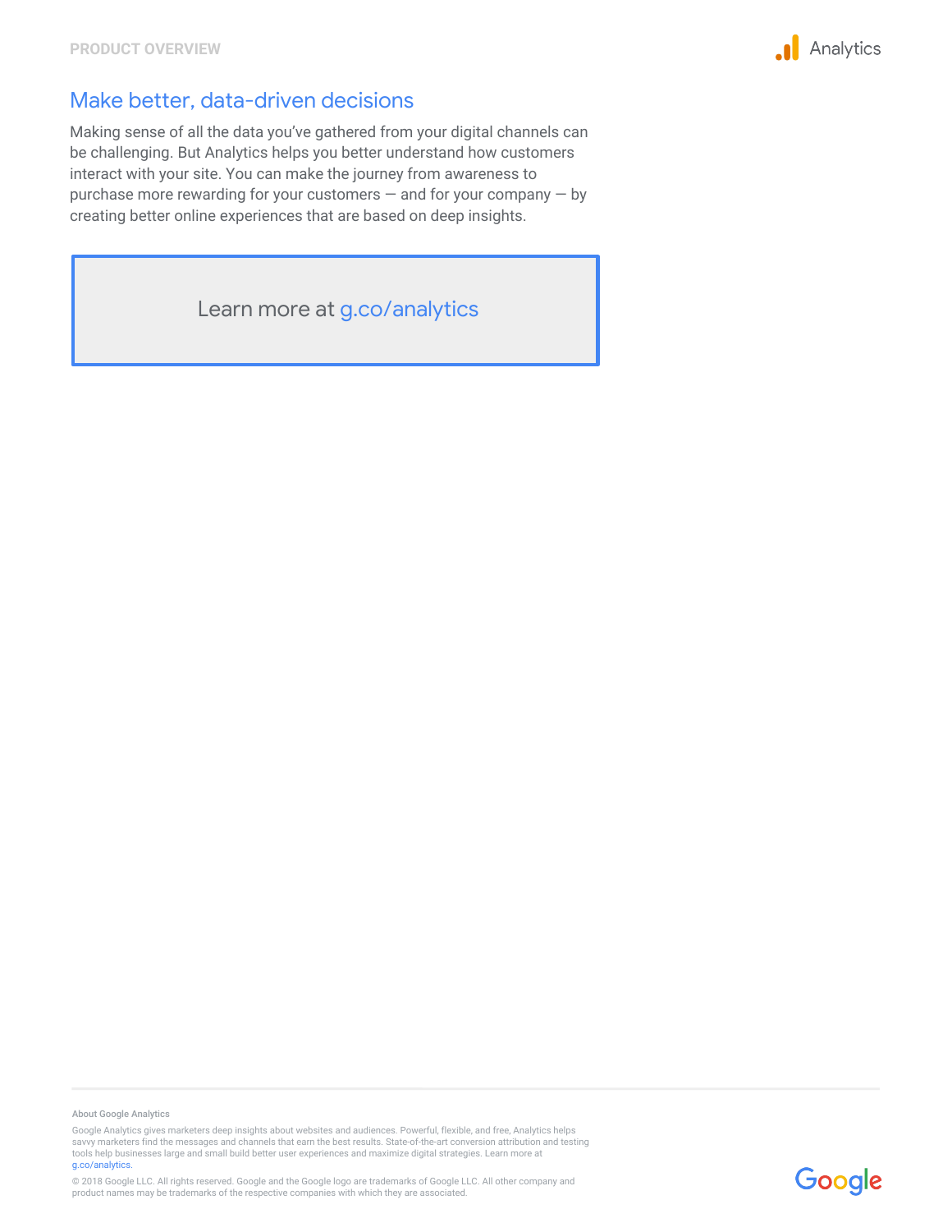## Make better, data-driven decisions

Making sense of all the data you've gathered from your digital channels can be challenging. But Analytics helps you better understand how customers interact with your site. You can make the journey from awareness to purchase more rewarding for your customers — and for your company — by creating better online experiences that are based on deep insights.

Learn more at g.co/analytics

**About Google Analytics**

Google Analytics gives marketers deep insights about websites and audiences. Powerful, flexible, and free, Analytics helps savvy marketers find the messages and channels that earn the best results. State-of-the-art conversion attribution and testing tools help businesses large and small build better user experiences and maximize digital strategies. Learn more at g.co/analytics.

© 2018 Google LLC. All rights reserved. Google and the Google logo are trademarks of Google LLC. All other company and product names may be trademarks of the respective companies with which they are associated.